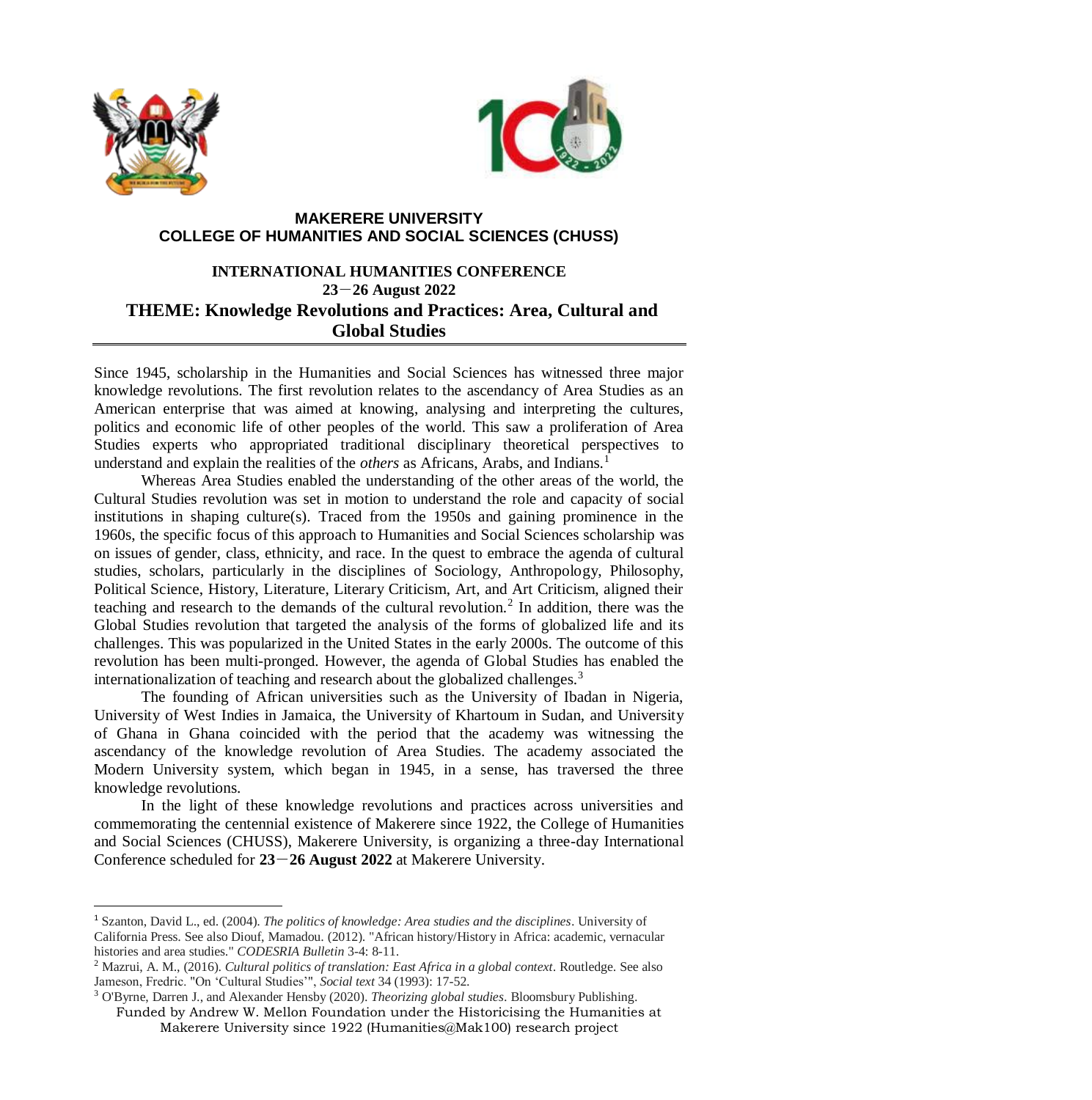**MAKERERE UNIVERSITY**
**COLLEGE OF HUMANITIES AND SOCIAL SCIENCES (CHUSS)**

**INTERNATIONAL HUMANITIES CONFERENCE**
**23－26 August 2022**

# THEME: Knowledge Revolutions and Practices: Area, Cultural and Global Studies

Since 1945, scholarship in the Humanities and Social Sciences has witnessed three major knowledge revolutions. The first revolution relates to the ascendancy of Area Studies as an American enterprise that was aimed at knowing, analysing and interpreting the cultures, politics and economic life of other peoples of the world. This saw a proliferation of Area Studies experts who appropriated traditional disciplinary theoretical perspectives to understand and explain the realities of the *others* as Africans, Arabs, and Indians.[1]

Whereas Area Studies enabled the understanding of the other areas of the world, the Cultural Studies revolution was set in motion to understand the role and capacity of social institutions in shaping culture(s). Traced from the 1950s and gaining prominence in the 1960s, the specific focus of this approach to Humanities and Social Sciences scholarship was on issues of gender, class, ethnicity, and race. In the quest to embrace the agenda of cultural studies, scholars, particularly in the disciplines of Sociology, Anthropology, Philosophy, Political Science, History, Literature, Literary Criticism, Art, and Art Criticism, aligned their teaching and research to the demands of the cultural revolution.[2] In addition, there was the Global Studies revolution that targeted the analysis of the forms of globalized life and its challenges. This was popularized in the United States in the early 2000s. The outcome of this revolution has been multi-pronged. However, the agenda of Global Studies has enabled the internationalization of teaching and research about the globalized challenges.[3]

The founding of African universities such as the University of Ibadan in Nigeria, University of West Indies in Jamaica, the University of Khartoum in Sudan, and University of Ghana in Ghana coincided with the period that the academy was witnessing the ascendancy of the knowledge revolution of Area Studies. The academy associated the Modern University system, which began in 1945, in a sense, has traversed the three knowledge revolutions.

In the light of these knowledge revolutions and practices across universities and commemorating the centennial existence of Makerere since 1922, the College of Humanities and Social Sciences (CHUSS), Makerere University, is organizing a three-day International Conference scheduled for **23－26 August 2022** at Makerere University.

---

[1] Szanton, David L., ed. (2004). *The politics of knowledge: Area studies and the disciplines*. University of California Press. See also Diouf, Mamadou. (2012). "African history/History in Africa: academic, vernacular histories and area studies." *CODESRIA Bulletin* 3-4: 8-11.

[2] Mazrui, A. M., (2016). *Cultural politics of translation: East Africa in a global context*. Routledge. See also Jameson, Fredric. "On 'Cultural Studies'", *Social text* 34 (1993): 17-52.

[3] O'Byrne, Darren J., and Alexander Hensby (2020). *Theorizing global studies*. Bloomsbury Publishing.

Funded by Andrew W. Mellon Foundation under the Historicising the Humanities at Makerere University since 1922 (Humanities@Mak100) research project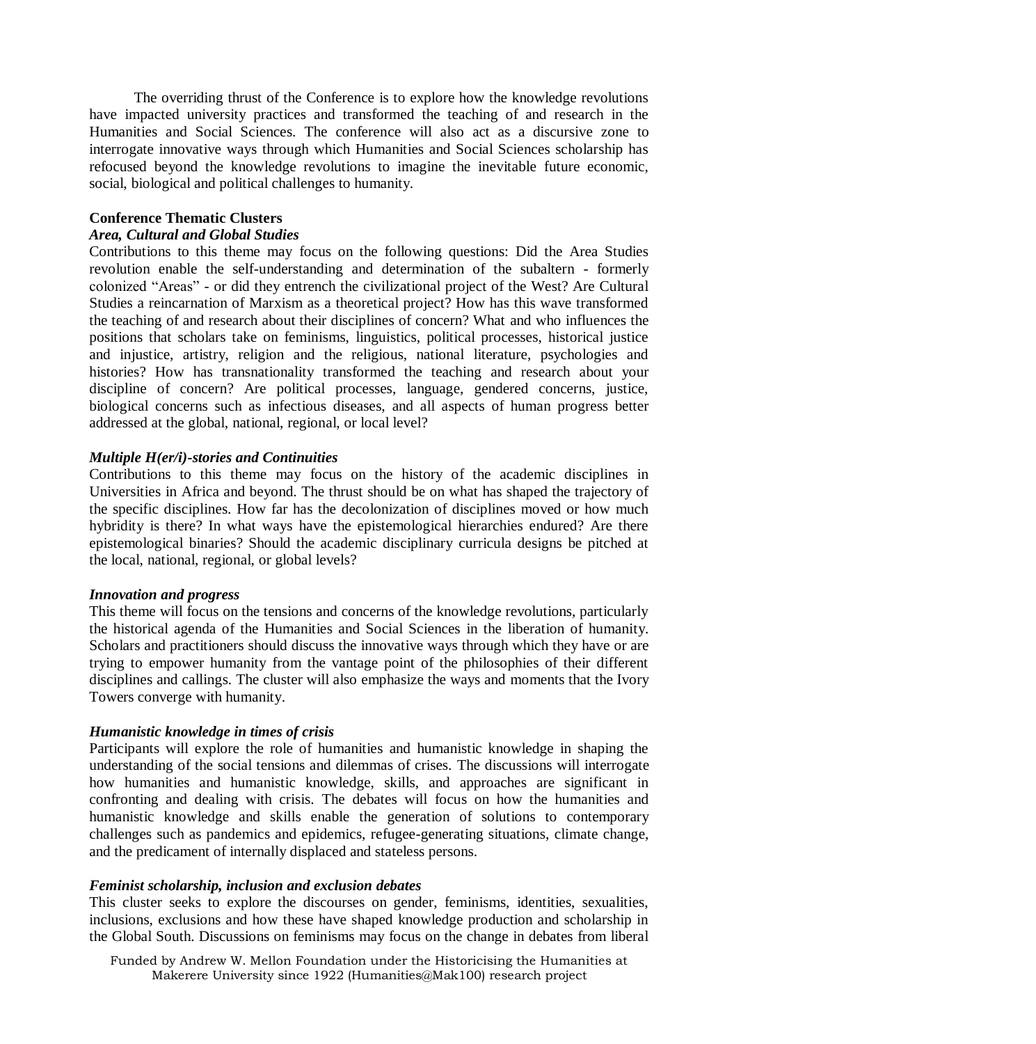The overriding thrust of the Conference is to explore how the knowledge revolutions have impacted university practices and transformed the teaching of and research in the Humanities and Social Sciences. The conference will also act as a discursive zone to interrogate innovative ways through which Humanities and Social Sciences scholarship has refocused beyond the knowledge revolutions to imagine the inevitable future economic, social, biological and political challenges to humanity.

## Conference Thematic Clusters

### *Area, Cultural and Global Studies*

Contributions to this theme may focus on the following questions: Did the Area Studies revolution enable the self-understanding and determination of the subaltern - formerly colonized "Areas" - or did they entrench the civilizational project of the West? Are Cultural Studies a reincarnation of Marxism as a theoretical project? How has this wave transformed the teaching of and research about their disciplines of concern? What and who influences the positions that scholars take on feminisms, linguistics, political processes, historical justice and injustice, artistry, religion and the religious, national literature, psychologies and histories? How has transnationality transformed the teaching and research about your discipline of concern? Are political processes, language, gendered concerns, justice, biological concerns such as infectious diseases, and all aspects of human progress better addressed at the global, national, regional, or local level?

### *Multiple H(er/i)-stories and Continuities*

Contributions to this theme may focus on the history of the academic disciplines in Universities in Africa and beyond. The thrust should be on what has shaped the trajectory of the specific disciplines. How far has the decolonization of disciplines moved or how much hybridity is there? In what ways have the epistemological hierarchies endured? Are there epistemological binaries? Should the academic disciplinary curricula designs be pitched at the local, national, regional, or global levels?

### *Innovation and progress*

This theme will focus on the tensions and concerns of the knowledge revolutions, particularly the historical agenda of the Humanities and Social Sciences in the liberation of humanity. Scholars and practitioners should discuss the innovative ways through which they have or are trying to empower humanity from the vantage point of the philosophies of their different disciplines and callings. The cluster will also emphasize the ways and moments that the Ivory Towers converge with humanity.

### *Humanistic knowledge in times of crisis*

Participants will explore the role of humanities and humanistic knowledge in shaping the understanding of the social tensions and dilemmas of crises. The discussions will interrogate how humanities and humanistic knowledge, skills, and approaches are significant in confronting and dealing with crisis. The debates will focus on how the humanities and humanistic knowledge and skills enable the generation of solutions to contemporary challenges such as pandemics and epidemics, refugee-generating situations, climate change, and the predicament of internally displaced and stateless persons.

### *Feminist scholarship, inclusion and exclusion debates*

This cluster seeks to explore the discourses on gender, feminisms, identities, sexualities, inclusions, exclusions and how these have shaped knowledge production and scholarship in the Global South. Discussions on feminisms may focus on the change in debates from liberal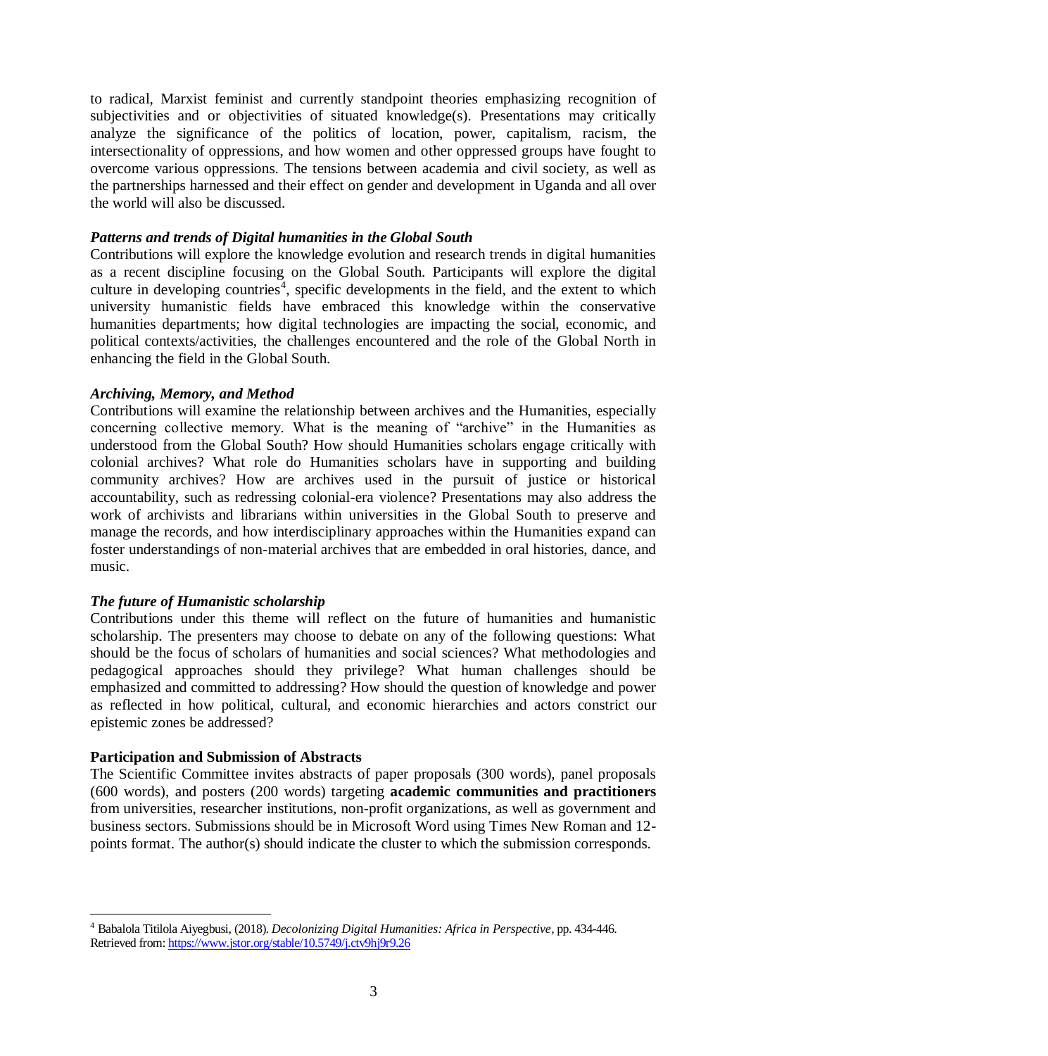to radical, Marxist feminist and currently standpoint theories emphasizing recognition of subjectivities and or objectivities of situated knowledge(s). Presentations may critically analyze the significance of the politics of location, power, capitalism, racism, the intersectionality of oppressions, and how women and other oppressed groups have fought to overcome various oppressions. The tensions between academia and civil society, as well as the partnerships harnessed and their effect on gender and development in Uganda and all over the world will also be discussed.

***Patterns and trends of Digital humanities in the Global South***

Contributions will explore the knowledge evolution and research trends in digital humanities as a recent discipline focusing on the Global South. Participants will explore the digital culture in developing countries[4], specific developments in the field, and the extent to which university humanistic fields have embraced this knowledge within the conservative humanities departments; how digital technologies are impacting the social, economic, and political contexts/activities, the challenges encountered and the role of the Global North in enhancing the field in the Global South.

***Archiving, Memory, and Method***

Contributions will examine the relationship between archives and the Humanities, especially concerning collective memory. What is the meaning of "archive" in the Humanities as understood from the Global South? How should Humanities scholars engage critically with colonial archives? What role do Humanities scholars have in supporting and building community archives? How are archives used in the pursuit of justice or historical accountability, such as redressing colonial-era violence? Presentations may also address the work of archivists and librarians within universities in the Global South to preserve and manage the records, and how interdisciplinary approaches within the Humanities expand can foster understandings of non-material archives that are embedded in oral histories, dance, and music.

***The future of Humanistic scholarship***

Contributions under this theme will reflect on the future of humanities and humanistic scholarship. The presenters may choose to debate on any of the following questions: What should be the focus of scholars of humanities and social sciences? What methodologies and pedagogical approaches should they privilege? What human challenges should be emphasized and committed to addressing? How should the question of knowledge and power as reflected in how political, cultural, and economic hierarchies and actors constrict our epistemic zones be addressed?

**Participation and Submission of Abstracts**

The Scientific Committee invites abstracts of paper proposals (300 words), panel proposals (600 words), and posters (200 words) targeting **academic communities and practitioners** from universities, researcher institutions, non-profit organizations, as well as government and business sectors. Submissions should be in Microsoft Word using Times New Roman and 12-points format. The author(s) should indicate the cluster to which the submission corresponds.

---

[4] Babalola Titilola Aiyegbusi, (2018). *Decolonizing Digital Humanities: Africa in Perspective*, pp. 434-446. Retrieved from: https://www.jstor.org/stable/10.5749/j.ctv9hj9r9.26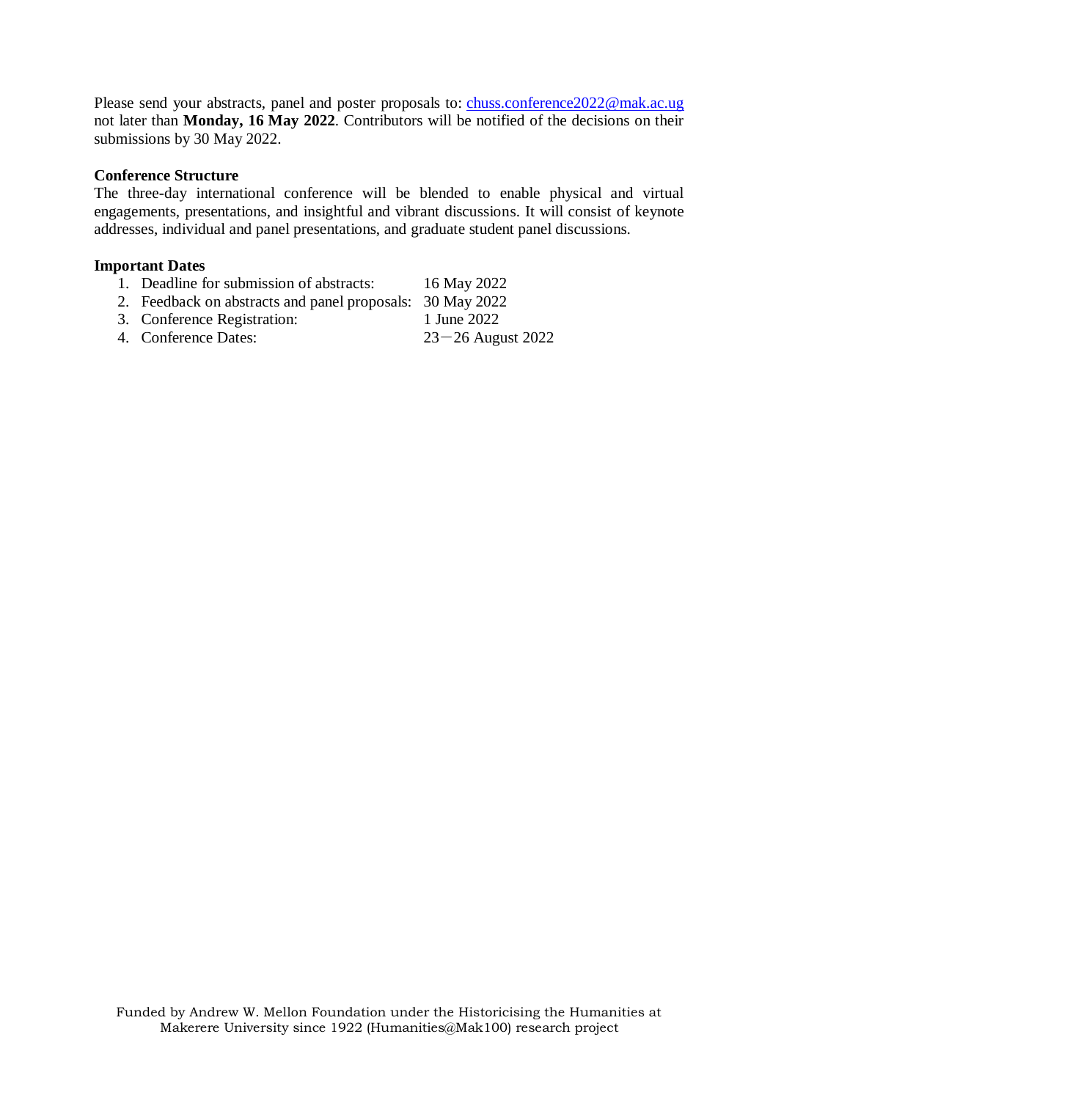Please send your abstracts, panel and poster proposals to: chuss.conference2022@mak.ac.ug not later than **Monday, 16 May 2022**. Contributors will be notified of the decisions on their submissions by 30 May 2022.

**Conference Structure**

The three-day international conference will be blended to enable physical and virtual engagements, presentations, and insightful and vibrant discussions. It will consist of keynote addresses, individual and panel presentations, and graduate student panel discussions.

**Important Dates**

1. Deadline for submission of abstracts: 16 May 2022
2. Feedback on abstracts and panel proposals: 30 May 2022
3. Conference Registration: 1 June 2022
4. Conference Dates: 23－26 August 2022

Funded by Andrew W. Mellon Foundation under the Historicising the Humanities at Makerere University since 1922 (Humanities@Mak100) research project